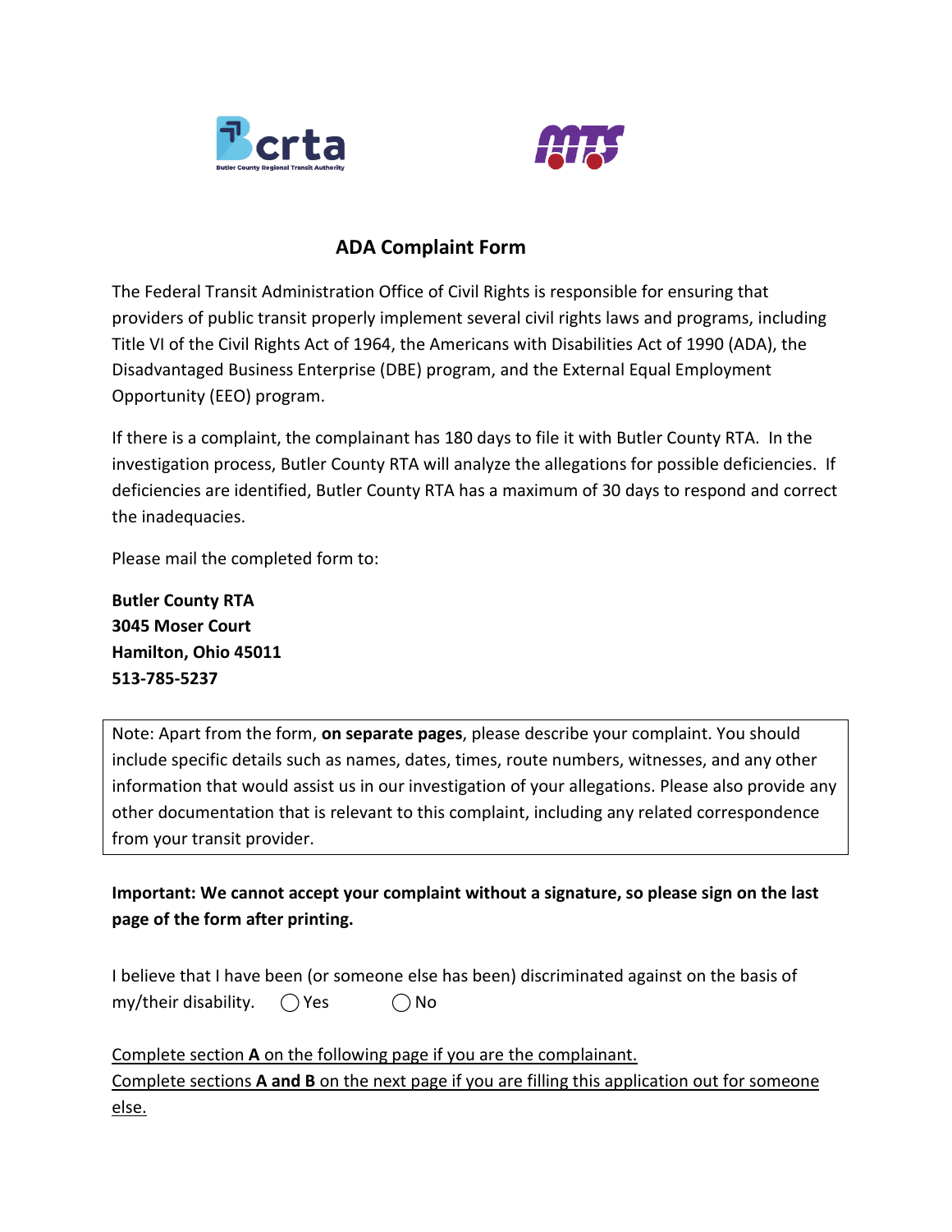# ADA Complaint Form

The Federal Transit Administration Office of Civil Rights is responsible for ensuring that providers of public transit properly implement several civil rights laws and programs, including Title VI of the Civil Rights Act of 1964, the Americans with Disabilities Act of 1990 (ADA), the Disadvantaged Business Enterprise (DBE) program, and the External Equal Employment Opportunity (EEO) program.

If there is a complaint, the complainant has 180 days to file it with Butler County RTA. In the investigation process, Butler County RTA will analyze the allegations for possible deficiencies. If deficiencies are identified, Butler County RTA has a maximum of 30 days to respond and correct the inadequacies.

Please mail the completed form to:

**Butler County RTA**
**3045 Moser Court**
**Hamilton, Ohio 45011**
**513-785-5237**

Note: Apart from the form, **on separate pages**, please describe your complaint. You should include specific details such as names, dates, times, route numbers, witnesses, and any other information that would assist us in our investigation of your allegations. Please also provide any other documentation that is relevant to this complaint, including any related correspondence from your transit provider.

**Important: We cannot accept your complaint without a signature, so please sign on the last page of the form after printing.**

I believe that I have been (or someone else has been) discriminated against on the basis of my/their disability. ◯ Yes ◯ No

Complete section **A** on the following page if you are the complainant.
Complete sections **A and B** on the next page if you are filling this application out for someone else.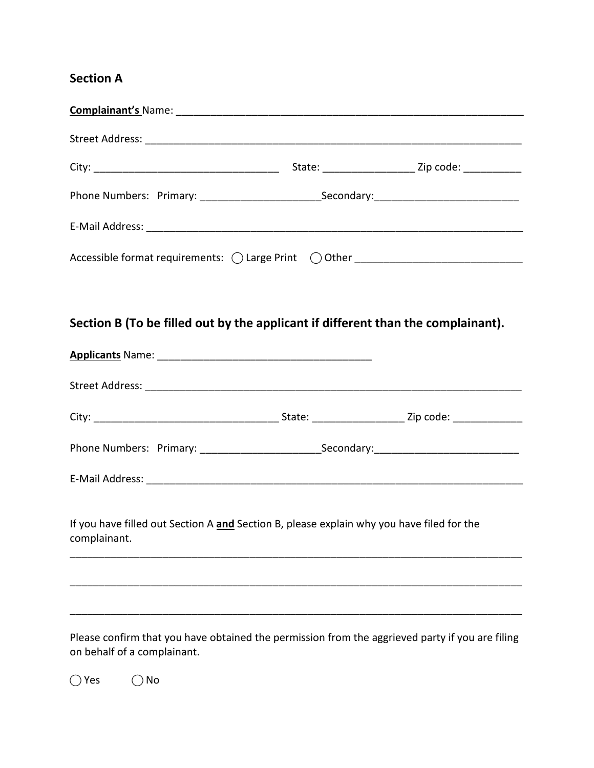## Section A

**<u>Complainant's</u>** Name: ______________________________________________________________

Street Address: ______________________________________________________________

City: ________________________________ State: _______________ Zip code: __________

Phone Numbers: Primary: ____________________Secondary:________________________

E-Mail Address: ______________________________________________________________

Accessible format requirements: ◯ Large Print ◯ Other ___________________________

## Section B (To be filled out by the applicant if different than the complainant).

**<u>Applicants</u>** Name: ____________________________________

Street Address: ______________________________________________________________

City: ________________________________ State: _______________ Zip code: ____________

Phone Numbers: Primary: ____________________Secondary:________________________

E-Mail Address: ______________________________________________________________

If you have filled out Section A **<u>and</u>** Section B, please explain why you have filed for the complainant.

______________________________________________________________________________

______________________________________________________________________________

______________________________________________________________________________

Please confirm that you have obtained the permission from the aggrieved party if you are filing on behalf of a complainant.

◯ Yes ◯ No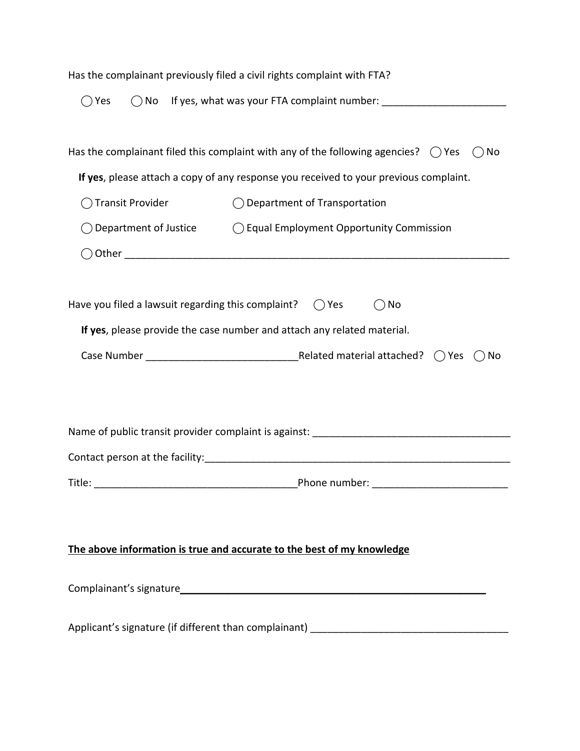Has the complainant previously filed a civil rights complaint with FTA?

◯ Yes ◯ No If yes, what was your FTA complaint number: ______________________

Has the complainant filed this complaint with any of the following agencies? ◯ Yes ◯ No

**If yes**, please attach a copy of any response you received to your previous complaint.

◯ Transit Provider ◯ Department of Transportation

◯ Department of Justice ◯ Equal Employment Opportunity Commission

◯ Other ______________________________________________________________________

Have you filed a lawsuit regarding this complaint? ◯ Yes ◯ No

**If yes**, please provide the case number and attach any related material.

Case Number ___________________________Related material attached? ◯ Yes ◯ No

Name of public transit provider complaint is against: ___________________________________

Contact person at the facility:_________________________________________________________

Title: ____________________________________Phone number: _______________________

**<u>The above information is true and accurate to the best of my knowledge</u>**

Complainant's signature_______________________________________________________

Applicant's signature (if different than complainant) ___________________________________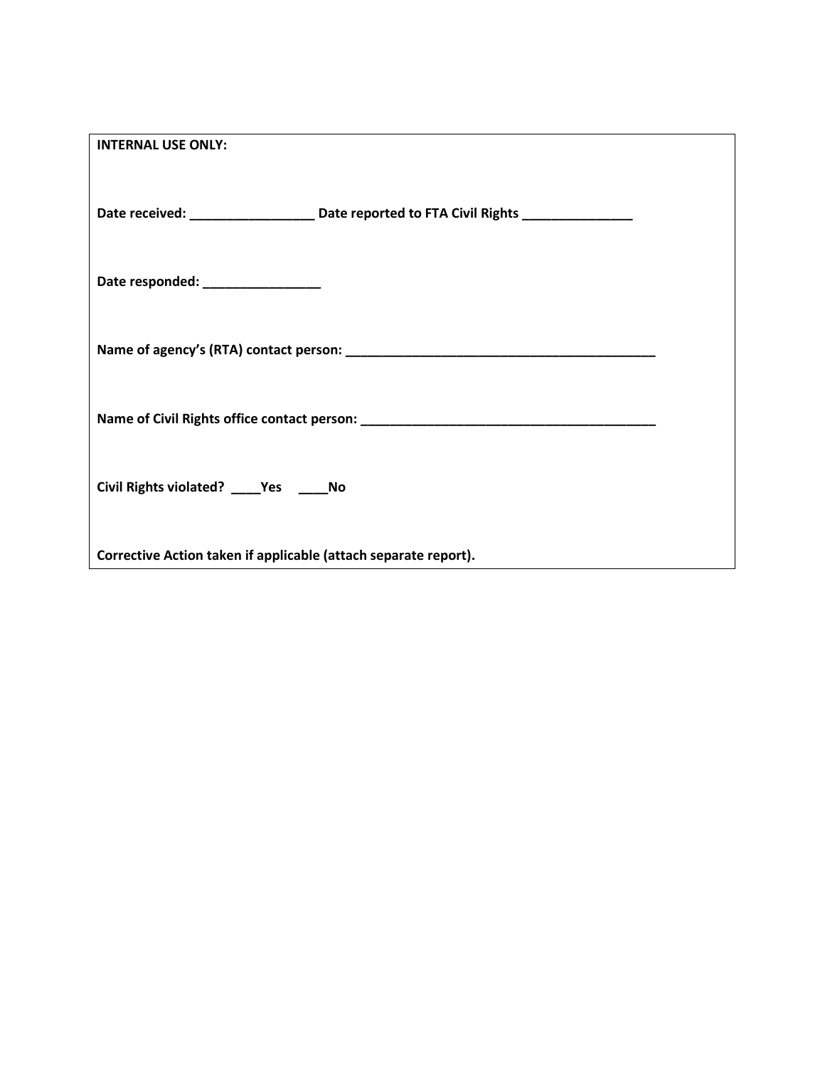**INTERNAL USE ONLY:**

**Date received: _________________ Date reported to FTA Civil Rights _______________**

**Date responded: ________________**

**Name of agency's (RTA) contact person: ___________________________________________**

**Name of Civil Rights office contact person: ________________________________________**

**Civil Rights violated? ____Yes ____No**

**Corrective Action taken if applicable (attach separate report).**